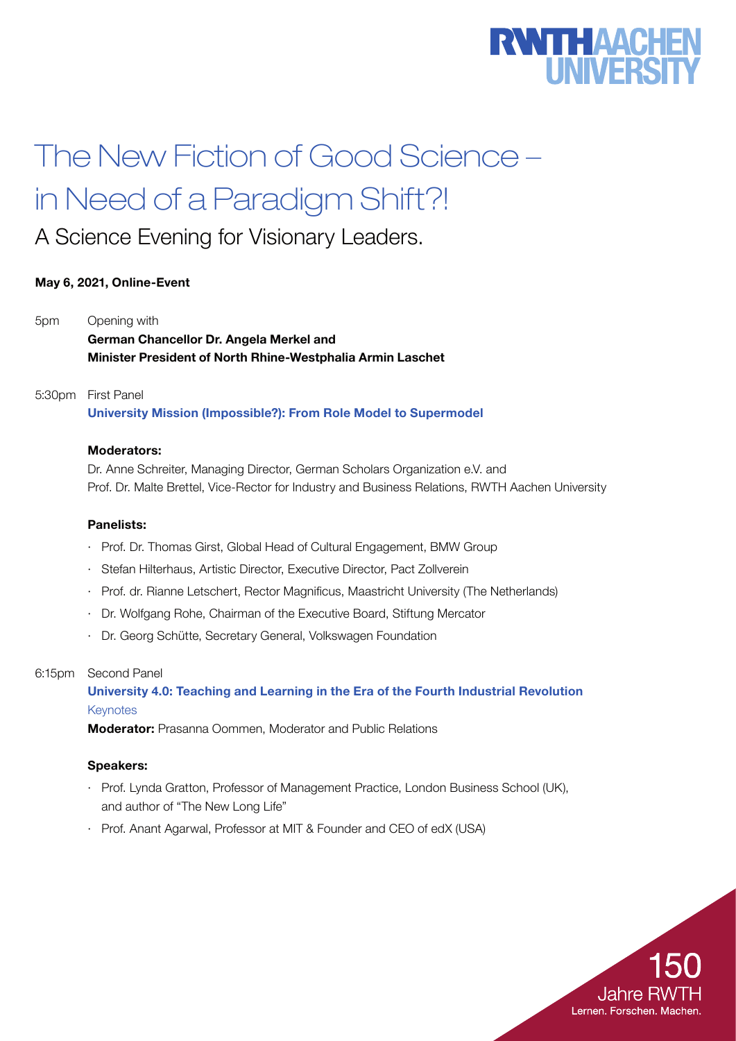RWTH AACHEN UNIVERSITY

# The New Fiction of Good Science – in Need of a Paradigm Shift?!

## A Science Evening for Visionary Leaders.

**May 6, 2021, Online-Event**

5pm Opening with
**German Chancellor Dr. Angela Merkel and**
**Minister President of North Rhine-Westphalia Armin Laschet**

5:30pm First Panel
**University Mission (Impossible?): From Role Model to Supermodel**

**Moderators:**

Dr. Anne Schreiter, Managing Director, German Scholars Organization e.V. and
Prof. Dr. Malte Brettel, Vice-Rector for Industry and Business Relations, RWTH Aachen University

**Panelists:**

- Prof. Dr. Thomas Girst, Global Head of Cultural Engagement, BMW Group
- Stefan Hilterhaus, Artistic Director, Executive Director, Pact Zollverein
- Prof. dr. Rianne Letschert, Rector Magnificus, Maastricht University (The Netherlands)
- Dr. Wolfgang Rohe, Chairman of the Executive Board, Stiftung Mercator
- Dr. Georg Schütte, Secretary General, Volkswagen Foundation

6:15pm Second Panel
**University 4.0: Teaching and Learning in the Era of the Fourth Industrial Revolution**
Keynotes

**Moderator:** Prasanna Oommen, Moderator and Public Relations

**Speakers:**

- Prof. Lynda Gratton, Professor of Management Practice, London Business School (UK), and author of "The New Long Life"
- Prof. Anant Agarwal, Professor at MIT & Founder and CEO of edX (USA)

150
Jahre RWTH
Lernen. Forschen. Machen.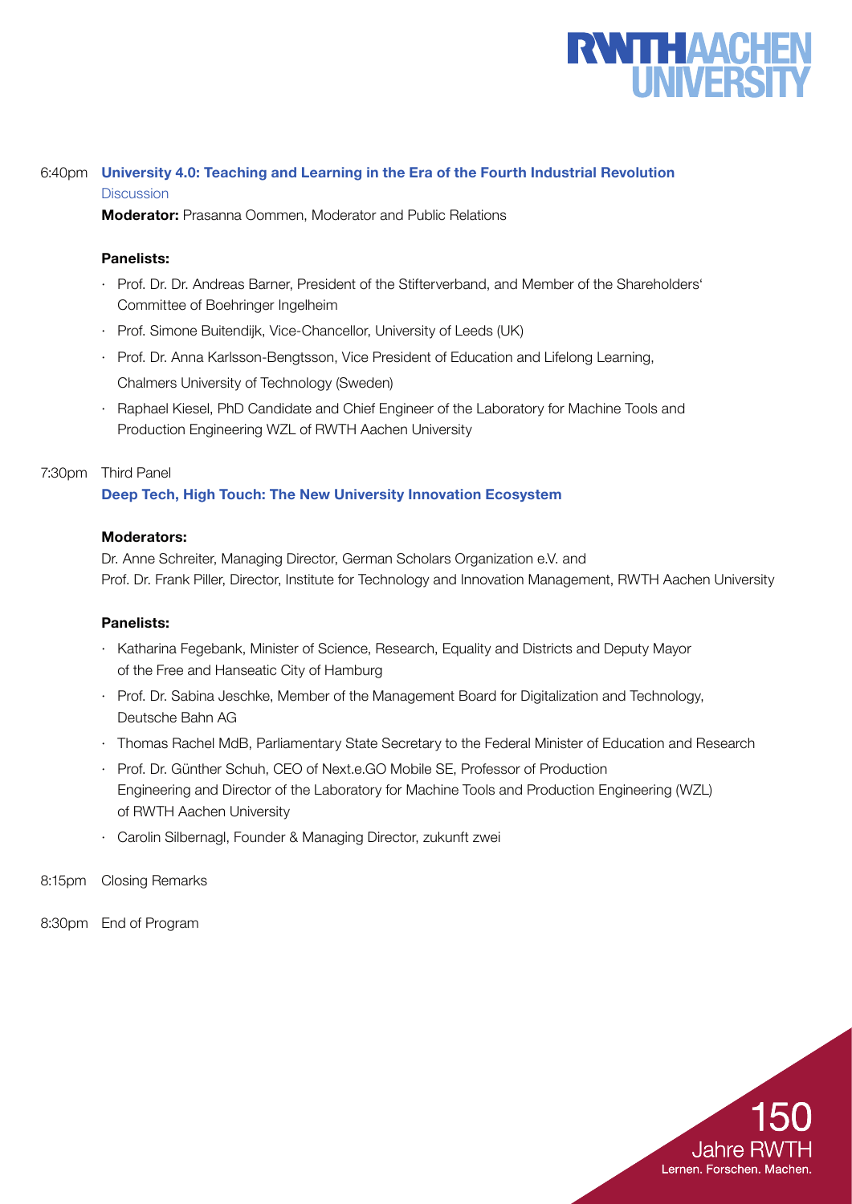6:40pm **University 4.0: Teaching and Learning in the Era of the Fourth Industrial Revolution**
Discussion

**Moderator:** Prasanna Oommen, Moderator and Public Relations

**Panelists:**

- Prof. Dr. Dr. Andreas Barner, President of the Stifterverband, and Member of the Shareholders' Committee of Boehringer Ingelheim
- Prof. Simone Buitendijk, Vice-Chancellor, University of Leeds (UK)
- Prof. Dr. Anna Karlsson-Bengtsson, Vice President of Education and Lifelong Learning, Chalmers University of Technology (Sweden)
- Raphael Kiesel, PhD Candidate and Chief Engineer of the Laboratory for Machine Tools and Production Engineering WZL of RWTH Aachen University

7:30pm Third Panel
**Deep Tech, High Touch: The New University Innovation Ecosystem**

**Moderators:**
Dr. Anne Schreiter, Managing Director, German Scholars Organization e.V. and
Prof. Dr. Frank Piller, Director, Institute for Technology and Innovation Management, RWTH Aachen University

**Panelists:**

- Katharina Fegebank, Minister of Science, Research, Equality and Districts and Deputy Mayor of the Free and Hanseatic City of Hamburg
- Prof. Dr. Sabina Jeschke, Member of the Management Board for Digitalization and Technology, Deutsche Bahn AG
- Thomas Rachel MdB, Parliamentary State Secretary to the Federal Minister of Education and Research
- Prof. Dr. Günther Schuh, CEO of Next.e.GO Mobile SE, Professor of Production Engineering and Director of the Laboratory for Machine Tools and Production Engineering (WZL) of RWTH Aachen University
- Carolin Silbernagl, Founder & Managing Director, zukunft zwei

8:15pm Closing Remarks

8:30pm End of Program

150
Jahre RWTH
Lernen. Forschen. Machen.